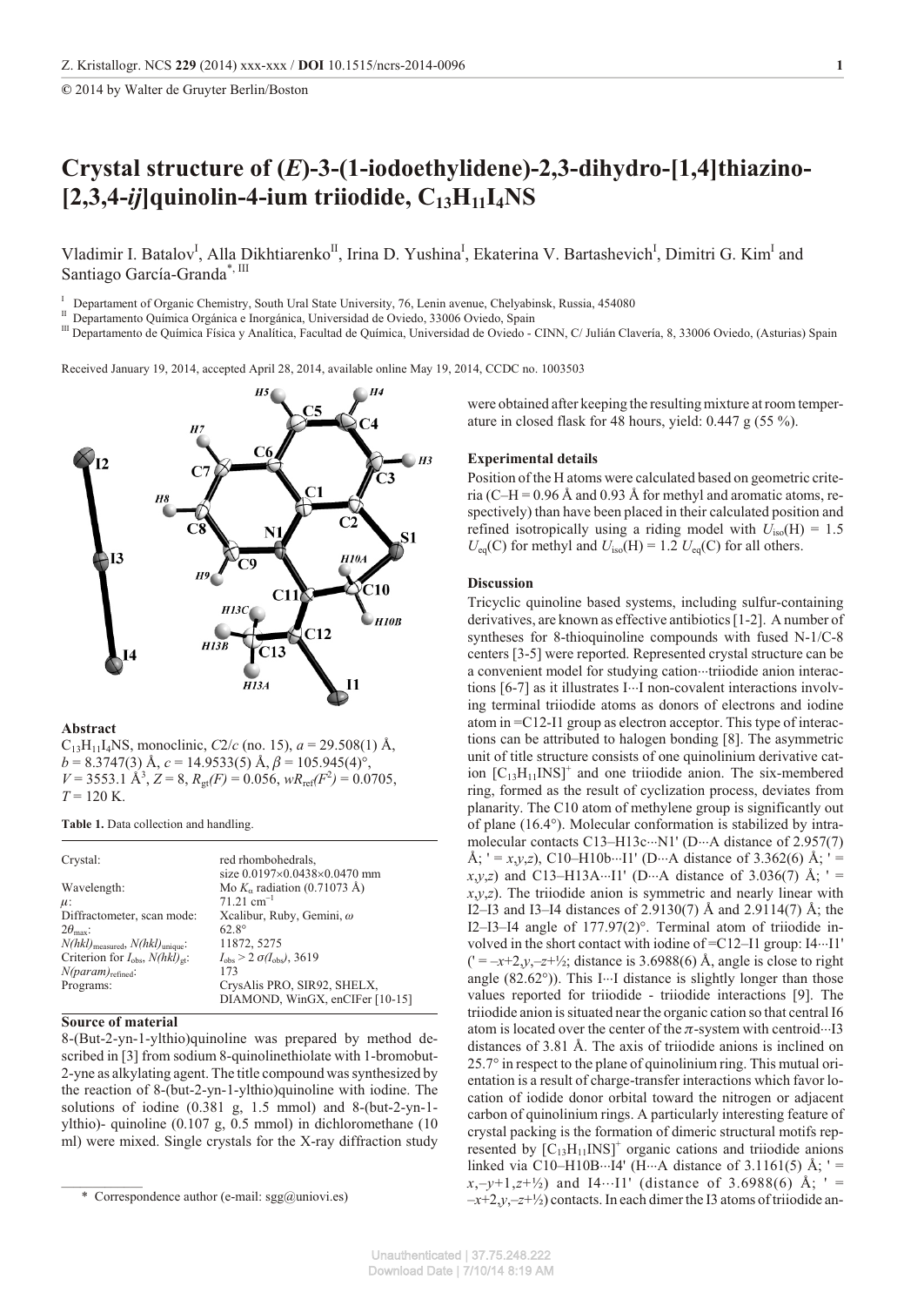# Crystal structure of (*E*)-3-(1-iodoethylidene)-2,3-dihydro-[1,4]thiazino-[2,3,4-*ij*]quinolin-4-ium triiodide, $C_{13}H_{11}I_4NS$

Vladimir I. Batalov[I], Alla Dikhtiarenko[II], Irina D. Yushina[I], Ekaterina V. Bartashevich[I], Dimitri G. Kim[I] and Santiago García-Granda*, [III]

[I] Departament of Organic Chemistry, South Ural State University, 76, Lenin avenue, Chelyabinsk, Russia, 454080

[II] Departamento Química Orgánica e Inorgánica, Universidad de Oviedo, 33006 Oviedo, Spain

[III] Departamento de Química Física y Analítica, Facultad de Química, Universidad de Oviedo - CINN, C/ Julián Clavería, 8, 33006 Oviedo, (Asturias) Spain

Received January 19, 2014, accepted April 28, 2014, available online May 19, 2014, CCDC no. 1003503

## Abstract

$C_{13}H_{11}I_4NS$, monoclinic, $C2/c$ (no. 15), $a$ = 29.508(1) Å, $b$ = 8.3747(3) Å, $c$ = 14.9533(5) Å, $\beta$ = 105.945(4)°, $V$ = 3553.1 Å$^3$, $Z$ = 8, $R_{gt}(F)$ = 0.056, $wR_{ref}(F^2)$ = 0.0705, $T$ = 120 K.

**Table 1.** Data collection and handling.

| | |
|---|---|
| Crystal: | red rhombohedrals, size 0.0197×0.0438×0.0470 mm |
| Wavelength: | Mo $K_\alpha$ radiation (0.71073 Å) |
| $\mu$: | 71.21 cm$^{-1}$ |
| Diffractometer, scan mode: | Xcalibur, Ruby, Gemini, $\omega$ |
| $2\theta_{max}$: | 62.8° |
| $N(hkl)_{measured}$, $N(hkl)_{unique}$: | 11872, 5275 |
| Criterion for $I_{obs}$, $N(hkl)_{gt}$: | $I_{obs} > 2\ \sigma(I_{obs})$, 3619 |
| $N(param)_{refined}$: | 173 |
| Programs: | CrysAlis PRO, SIR92, SHELX, DIAMOND, WinGX, enCIFer [10-15] |

## Source of material

8-(But-2-yn-1-ylthio)quinoline was prepared by method described in [3] from sodium 8-quinolinethiolate with 1-bromobut-2-yne as alkylating agent. The title compound was synthesized by the reaction of 8-(but-2-yn-1-ylthio)quinoline with iodine. The solutions of iodine (0.381 g, 1.5 mmol) and 8-(but-2-yn-1-ylthio)- quinoline (0.107 g, 0.5 mmol) in dichloromethane (10 ml) were mixed. Single crystals for the X-ray diffraction study were obtained after keeping the resulting mixture at room temperature in closed flask for 48 hours, yield: 0.447 g (55 %).

## Experimental details

Position of the H atoms were calculated based on geometric criteria (C–H = 0.96 Å and 0.93 Å for methyl and aromatic atoms, respectively) than have been placed in their calculated position and refined isotropically using a riding model with $U_{iso}(H)$ = 1.5 $U_{eq}(C)$ for methyl and $U_{iso}(H)$ = 1.2 $U_{eq}(C)$ for all others.

## Discussion

Tricyclic quinoline based systems, including sulfur-containing derivatives, are known as effective antibiotics [1-2]. A number of syntheses for 8-thioquinoline compounds with fused N-1/C-8 centers [3-5] were reported. Represented crystal structure can be a convenient model for studying cation···triiodide anion interactions [6-7] as it illustrates I···I non-covalent interactions involving terminal triiodide atoms as donors of electrons and iodine atom in =C12-I1 group as electron acceptor. This type of interactions can be attributed to halogen bonding [8]. The asymmetric unit of title structure consists of one quinolinium derivative cation $[C_{13}H_{11}INS]^+$ and one triiodide anion. The six-membered ring, formed as the result of cyclization process, deviates from planarity. The C10 atom of methylene group is significantly out of plane (16.4°). Molecular conformation is stabilized by intramolecular contacts C13–H13c···N1' (D···A distance of 2.957(7) Å; ' = $x,y,z$), C10–H10b···I1' (D···A distance of 3.362(6) Å; ' = $x,y,z$) and C13–H13A···I1' (D···A distance of 3.036(7) Å; ' = $x,y,z$). The triiodide anion is symmetric and nearly linear with I2–I3 and I3–I4 distances of 2.9130(7) Å and 2.9114(7) Å; the I2–I3–I4 angle of 177.97(2)°. Terminal atom of triiodide involved in the short contact with iodine of =C12–I1 group: I4···I1' (' = $-x+2,y,-z+½$; distance is 3.6988(6) Å, angle is close to right angle (82.62°)). This I···I distance is slightly longer than those values reported for triiodide - triiodide interactions [9]. The triiodide anion is situated near the organic cation so that central I6 atom is located over the center of the $\pi$-system with centroid···I3 distances of 3.81 Å. The axis of triiodide anions is inclined on 25.7° in respect to the plane of quinolinium ring. This mutual orientation is a result of charge-transfer interactions which favor location of iodide donor orbital toward the nitrogen or adjacent carbon of quinolinium rings. A particularly interesting feature of crystal packing is the formation of dimeric structural motifs represented by $[C_{13}H_{11}INS]^+$ organic cations and triiodide anions linked via C10–H10B···I4' (H···A distance of 3.1161(5) Å; ' = $x,-y+1,z+½$) and I4···I1' (distance of 3.6988(6) Å; ' = $-x+2,y,-z+½$) contacts. In each dimer the I3 atoms of triiodide an-

* Correspondence author (e-mail: sgg@uniovi.es)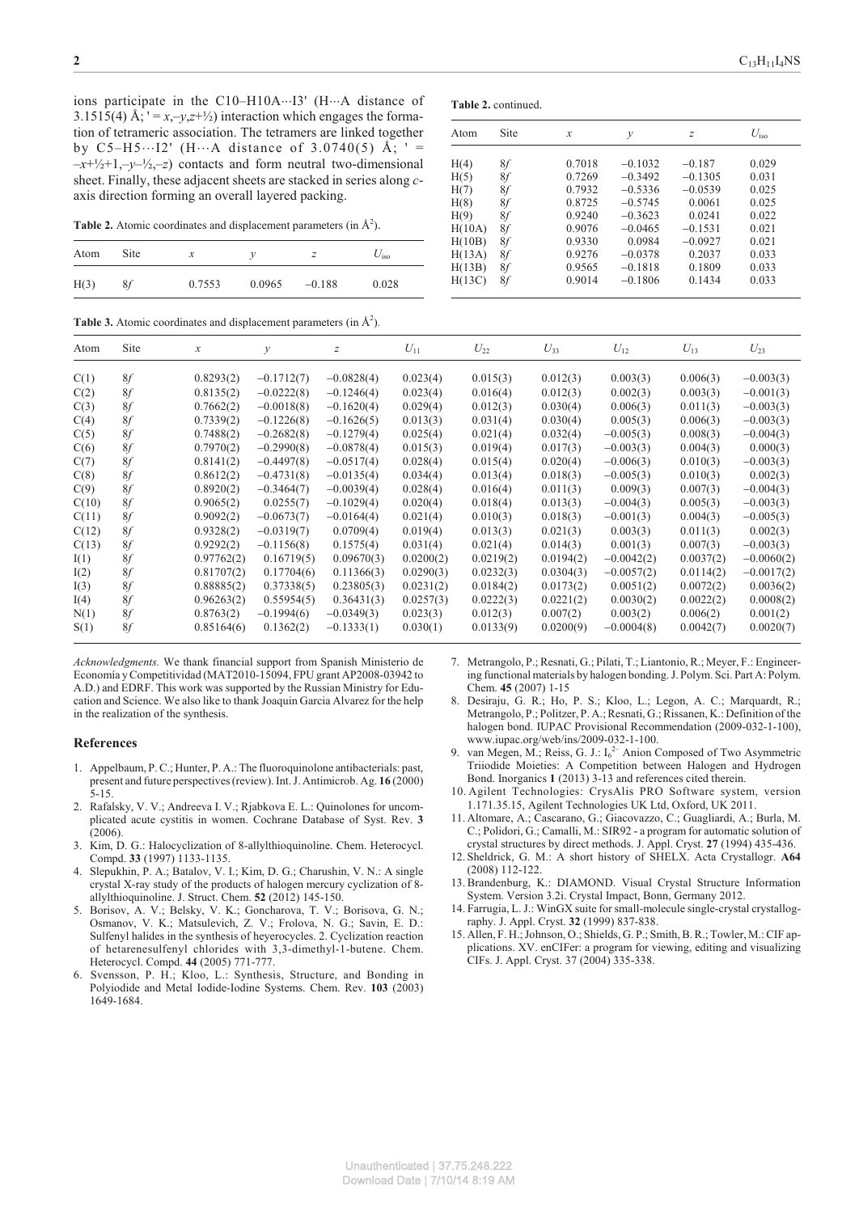ions participate in the C10–H10A···I3' (H···A distance of 3.1515(4) Å; ' = $x$,–$y$,$z$+½) interaction which engages the formation of tetrameric association. The tetramers are linked together by C5–H5···I2' (H···A distance of 3.0740(5) Å; ' = –$x$+½+1,–$y$–½,–$z$) contacts and form neutral two-dimensional sheet. Finally, these adjacent sheets are stacked in series along $c$-axis direction forming an overall layered packing.

**Table 2.** Atomic coordinates and displacement parameters (in Å$^2$).

| Atom | Site | $x$ | $y$ | $z$ | $U_{iso}$ |
|---|---|---|---|---|---|
| H(3) | 8$f$ | 0.7553 | 0.0965 | −0.188 | 0.028 |
| H(4) | 8$f$ | 0.7018 | −0.1032 | −0.187 | 0.029 |
| H(5) | 8$f$ | 0.7269 | −0.3492 | −0.1305 | 0.031 |
| H(7) | 8$f$ | 0.7932 | −0.5336 | −0.0539 | 0.025 |
| H(8) | 8$f$ | 0.8725 | −0.5745 | 0.0061 | 0.025 |
| H(9) | 8$f$ | 0.9240 | −0.3623 | 0.0241 | 0.022 |
| H(10A) | 8$f$ | 0.9076 | −0.0465 | −0.1531 | 0.021 |
| H(10B) | 8$f$ | 0.9330 | 0.0984 | −0.0927 | 0.021 |
| H(13A) | 8$f$ | 0.9276 | −0.0378 | 0.2037 | 0.033 |
| H(13B) | 8$f$ | 0.9565 | −0.1818 | 0.1809 | 0.033 |
| H(13C) | 8$f$ | 0.9014 | −0.1806 | 0.1434 | 0.033 |

**Table 3.** Atomic coordinates and displacement parameters (in Å$^2$).

| Atom | Site | $x$ | $y$ | $z$ | $U_{11}$ | $U_{22}$ | $U_{33}$ | $U_{12}$ | $U_{13}$ | $U_{23}$ |
|---|---|---|---|---|---|---|---|---|---|---|
| C(1) | 8$f$ | 0.8293(2) | −0.1712(7) | −0.0828(4) | 0.023(4) | 0.015(3) | 0.012(3) | 0.003(3) | 0.006(3) | −0.003(3) |
| C(2) | 8$f$ | 0.8135(2) | −0.0222(8) | −0.1246(4) | 0.023(4) | 0.016(4) | 0.012(3) | 0.002(3) | 0.003(3) | −0.001(3) |
| C(3) | 8$f$ | 0.7662(2) | −0.0018(8) | −0.1620(4) | 0.029(4) | 0.012(3) | 0.030(4) | 0.006(3) | 0.011(3) | −0.003(3) |
| C(4) | 8$f$ | 0.7339(2) | −0.1226(8) | −0.1626(5) | 0.013(3) | 0.031(4) | 0.030(4) | 0.005(3) | 0.006(3) | −0.003(3) |
| C(5) | 8$f$ | 0.7488(2) | −0.2682(8) | −0.1279(4) | 0.025(4) | 0.021(4) | 0.032(4) | −0.005(3) | 0.008(3) | −0.004(3) |
| C(6) | 8$f$ | 0.7970(2) | −0.2990(8) | −0.0878(4) | 0.015(3) | 0.019(4) | 0.017(3) | −0.003(3) | 0.004(3) | 0.000(3) |
| C(7) | 8$f$ | 0.8141(2) | −0.4497(8) | −0.0517(4) | 0.028(4) | 0.015(4) | 0.020(4) | −0.006(3) | 0.010(3) | −0.003(3) |
| C(8) | 8$f$ | 0.8612(2) | −0.4731(8) | −0.0135(4) | 0.034(4) | 0.013(4) | 0.018(3) | −0.005(3) | 0.010(3) | 0.002(3) |
| C(9) | 8$f$ | 0.8920(2) | −0.3464(7) | −0.0039(4) | 0.028(4) | 0.016(4) | 0.011(3) | 0.009(3) | 0.007(3) | −0.004(3) |
| C(10) | 8$f$ | 0.9065(2) | 0.0255(7) | −0.1029(4) | 0.020(4) | 0.018(4) | 0.013(3) | −0.004(3) | 0.005(3) | −0.003(3) |
| C(11) | 8$f$ | 0.9092(2) | −0.0673(7) | −0.0164(4) | 0.021(4) | 0.010(3) | 0.018(3) | −0.001(3) | 0.004(3) | −0.005(3) |
| C(12) | 8$f$ | 0.9328(2) | −0.0319(7) | 0.0709(4) | 0.019(4) | 0.013(3) | 0.021(3) | 0.003(3) | 0.011(3) | 0.002(3) |
| C(13) | 8$f$ | 0.9292(2) | −0.1156(8) | 0.1575(4) | 0.031(4) | 0.021(4) | 0.014(3) | 0.001(3) | 0.007(3) | −0.003(3) |
| I(1) | 8$f$ | 0.97762(2) | 0.16719(5) | 0.09670(3) | 0.0200(2) | 0.0219(2) | 0.0194(2) | −0.0042(2) | 0.0037(2) | −0.0060(2) |
| I(2) | 8$f$ | 0.81707(2) | 0.17704(6) | 0.11366(3) | 0.0290(3) | 0.0232(3) | 0.0304(3) | −0.0057(2) | 0.0114(2) | −0.0017(2) |
| I(3) | 8$f$ | 0.88885(2) | 0.37338(5) | 0.23805(3) | 0.0231(2) | 0.0184(2) | 0.0173(2) | 0.0051(2) | 0.0072(2) | 0.0036(2) |
| I(4) | 8$f$ | 0.96263(2) | 0.55954(5) | 0.36431(3) | 0.0257(3) | 0.0222(3) | 0.0221(2) | 0.0030(2) | 0.0022(2) | 0.0008(2) |
| N(1) | 8$f$ | 0.8763(2) | −0.1994(6) | −0.0349(3) | 0.023(3) | 0.012(3) | 0.007(2) | 0.003(2) | 0.006(2) | 0.001(2) |
| S(1) | 8$f$ | 0.85164(6) | 0.1362(2) | −0.1333(1) | 0.030(1) | 0.0133(9) | 0.0200(9) | −0.0004(8) | 0.0042(7) | 0.0020(7) |

*Acknowledgments.* We thank financial support from Spanish Ministerio de Economía y Competitividad (MAT2010-15094, FPU grant AP2008-03942 to A.D.) and EDRF. This work was supported by the Russian Ministry for Education and Science. We also like to thank Joaquin Garcia Alvarez for the help in the realization of the synthesis.

## References

1. Appelbaum, P. C.; Hunter, P. A.: The fluoroquinolone antibacterials: past, present and future perspectives (review). Int. J. Antimicrob. Ag. **16** (2000) 5-15.
2. Rafalsky, V. V.; Andreeva I. V.; Rjabkova E. L.: Quinolones for uncomplicated acute cystitis in women. Cochrane Database of Syst. Rev. **3** (2006).
3. Kim, D. G.: Halocyclization of 8-allylthioquinoline. Chem. Heterocycl. Compd. **33** (1997) 1133-1135.
4. Slepukhin, P. A.; Batalov, V. I.; Kim, D. G.; Charushin, V. N.: A single crystal X-ray study of the products of halogen mercury cyclization of 8-allylthioquinoline. J. Struct. Chem. **52** (2012) 145-150.
5. Borisov, A. V.; Belsky, V. K.; Goncharova, T. V.; Borisova, G. N.; Osmanov, V. K.; Matsulevich, Z. V.; Frolova, N. G.; Savin, E. D.: Sulfenyl halides in the synthesis of heyerocycles. 2. Cyclization reaction of hetarenesulfenyl chlorides with 3,3-dimethyl-1-butene. Chem. Heterocycl. Compd. **44** (2005) 771-777.
6. Svensson, P. H.; Kloo, L.: Synthesis, Structure, and Bonding in Polyiodide and Metal Iodide-Iodine Systems. Chem. Rev. **103** (2003) 1649-1684.
7. Metrangolo, P.; Resnati, G.; Pilati, T.; Liantonio, R.; Meyer, F.: Engineering functional materials by halogen bonding. J. Polym. Sci. Part A: Polym. Chem. **45** (2007) 1-15
8. Desiraju, G. R.; Ho, P. S.; Kloo, L.; Legon, A. C.; Marquardt, R.; Metrangolo, P.; Politzer, P. A.; Resnati, G.; Rissanen, K.: Definition of the halogen bond. IUPAC Provisional Recommendation (2009-032-1-100), www.iupac.org/web/ins/2009-032-1-100.
9. van Megen, M.; Reiss, G. J.: $I_6^{2-}$ Anion Composed of Two Asymmetric Triiodide Moieties: A Competition between Halogen and Hydrogen Bond. Inorganics **1** (2013) 3-13 and references cited therein.
10. Agilent Technologies: CrysAlis PRO Software system, version 1.171.35.15, Agilent Technologies UK Ltd, Oxford, UK 2011.
11. Altomare, A.; Cascarano, G.; Giacovazzo, C.; Guagliardi, A.; Burla, M. C.; Polidori, G.; Camalli, M.: SIR92 - a program for automatic solution of crystal structures by direct methods. J. Appl. Cryst. **27** (1994) 435-436.
12. Sheldrick, G. M.: A short history of SHELX. Acta Crystallogr. **A64** (2008) 112-122.
13. Brandenburg, K.: DIAMOND. Visual Crystal Structure Information System. Version 3.2i. Crystal Impact, Bonn, Germany 2012.
14. Farrugia, L. J.: WinGX suite for small-molecule single-crystal crystallography. J. Appl. Cryst. **32** (1999) 837-838.
15. Allen, F. H.; Johnson, O.; Shields, G. P.; Smith, B. R.; Towler, M.: CIF applications. XV. enCIFer: a program for viewing, editing and visualizing CIFs. J. Appl. Cryst. 37 (2004) 335-338.